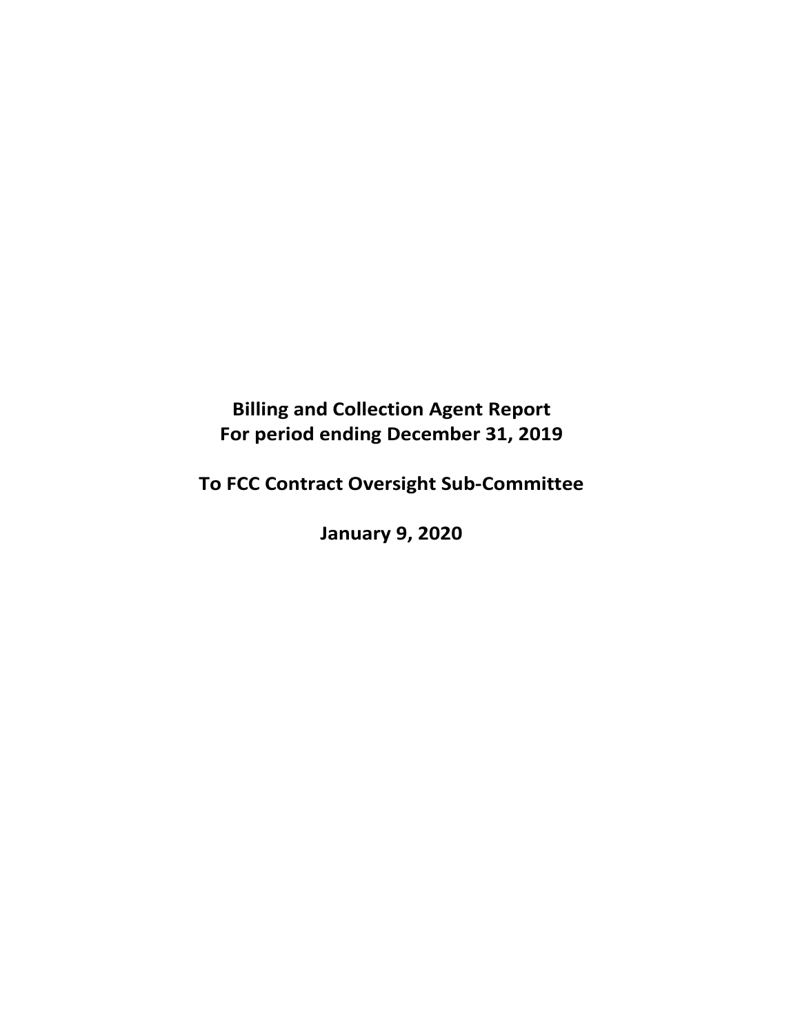# Billing and Collection Agent Report
# For period ending December 31, 2019

## To FCC Contract Oversight Sub-Committee

## January 9, 2020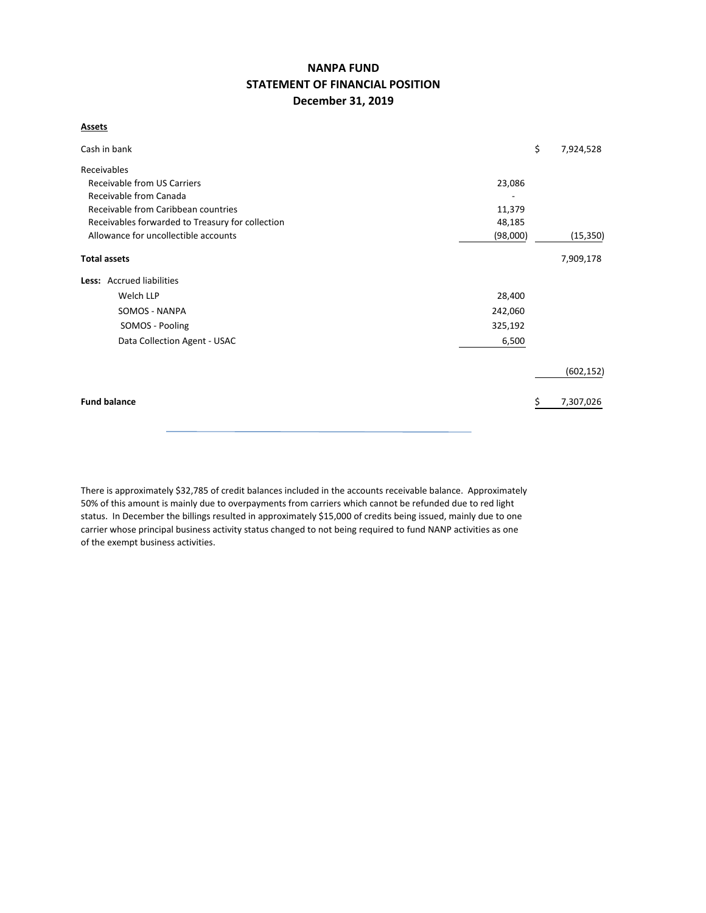# NANPA FUND
## STATEMENT OF FINANCIAL POSITION
### December 31, 2019

**Assets**

| | | |
|---|---|---|
| Cash in bank | | $ 7,924,528 |
| Receivables | | |
| Receivable from US Carriers | 23,086 | |
| Receivable from Canada | - | |
| Receivable from Caribbean countries | 11,379 | |
| Receivables forwarded to Treasury for collection | 48,185 | |
| Allowance for uncollectible accounts | (98,000) | (15,350) |
| **Total assets** | | 7,909,178 |
| **Less:** Accrued liabilities | | |
| Welch LLP | 28,400 | |
| SOMOS - NANPA | 242,060 | |
| SOMOS - Pooling | 325,192 | |
| Data Collection Agent - USAC | 6,500 | |
| | | (602,152) |
| **Fund balance** | | $ 7,307,026 |

There is approximately $32,785 of credit balances included in the accounts receivable balance. Approximately 50% of this amount is mainly due to overpayments from carriers which cannot be refunded due to red light status. In December the billings resulted in approximately $15,000 of credits being issued, mainly due to one carrier whose principal business activity status changed to not being required to fund NANP activities as one of the exempt business activities.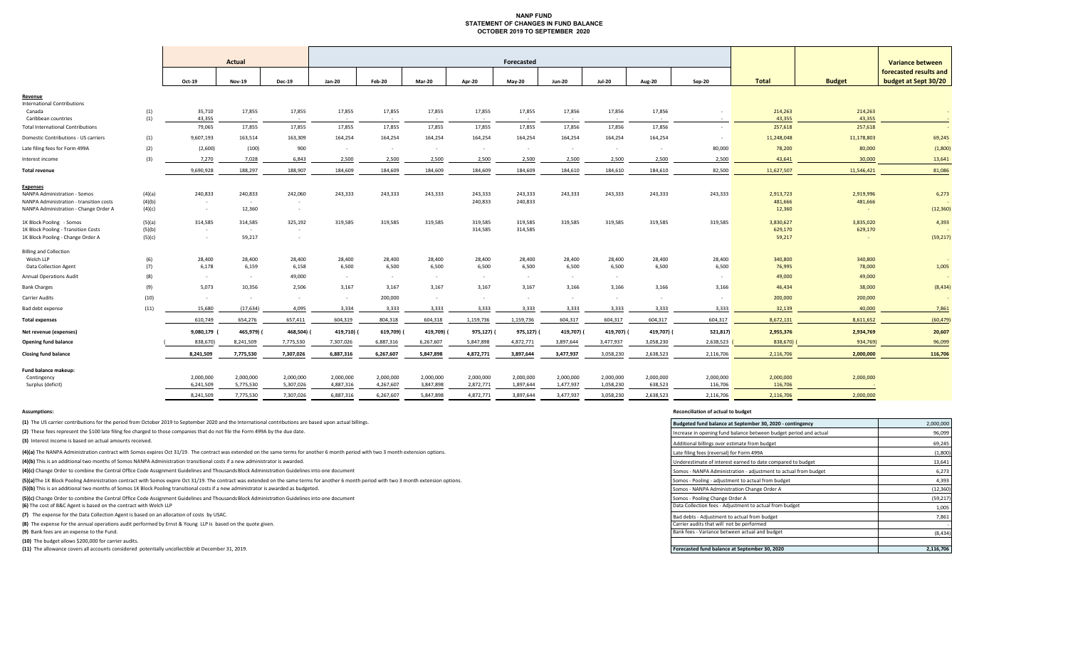# NANP FUND
## STATEMENT OF CHANGES IN FUND BALANCE
## OCTOBER 2019 TO SEPTEMBER 2020

| | | Actual | | | Forecasted | | | | | | | | | | | Variance between forecasted results and budget at Sept 30/20 |
|---|---|---|---|---|---|---|---|---|---|---|---|---|---|---|---|---|
| | | Oct-19 | Nov-19 | Dec-19 | Jan-20 | Feb-20 | Mar-20 | Apr-20 | May-20 | Jun-20 | Jul-20 | Aug-20 | Sep-20 | Total | Budget | |
| **Revenue** | | | | | | | | | | | | | | | | |
| International Contributions | | | | | | | | | | | | | | | | |
| Canada | (1) | 35,710 | 17,855 | 17,855 | 17,855 | 17,855 | 17,855 | 17,855 | 17,855 | 17,856 | 17,856 | 17,856 | - | 214,263 | 214,263 | - |
| Caribbean countries | (1) | 43,355 | - | - | - | - | - | - | - | - | - | - | - | 43,355 | 43,355 | - |
| Total International Contributions | | 79,065 | 17,855 | 17,855 | 17,855 | 17,855 | 17,855 | 17,855 | 17,855 | 17,856 | 17,856 | 17,856 | - | 257,618 | 257,618 | - |
| Domestic Contributions - US carriers | (1) | 9,607,193 | 163,514 | 163,309 | 164,254 | 164,254 | 164,254 | 164,254 | 164,254 | 164,254 | 164,254 | 164,254 | - | 11,248,048 | 11,178,803 | 69,245 |
| Late filing fees for Form 499A | (2) | (2,600) | (100) | 900 | - | - | - | - | - | - | - | - | 80,000 | 78,200 | 80,000 | (1,800) |
| Interest income | (3) | 7,270 | 7,028 | 6,843 | 2,500 | 2,500 | 2,500 | 2,500 | 2,500 | 2,500 | 2,500 | 2,500 | 2,500 | 43,641 | 30,000 | 13,641 |
| **Total revenue** | | 9,690,928 | 188,297 | 188,907 | 184,609 | 184,609 | 184,609 | 184,609 | 184,609 | 184,610 | 184,610 | 184,610 | 82,500 | 11,627,507 | 11,546,421 | 81,086 |
| **Expenses** | | | | | | | | | | | | | | | | |
| NANPA Administration - Somos | (4)(a) | 240,833 | 240,833 | 242,060 | 243,333 | 243,333 | 243,333 | 243,333 | 243,333 | 243,333 | 243,333 | 243,333 | 243,333 | 2,913,723 | 2,919,996 | 6,273 |
| NANPA Administration - transition costs | (4)(b) | - | - | - | | | | 240,833 | 240,833 | | | | | 481,666 | 481,666 | - |
| NANPA Administration - Change Order A | (4)(c) | - | 12,360 | - | | | | | | | | | | 12,360 | - | (12,360) |
| 1K Block Pooling - Somos | (5)(a) | 314,585 | 314,585 | 325,192 | 319,585 | 319,585 | 319,585 | 319,585 | 319,585 | 319,585 | 319,585 | 319,585 | 319,585 | 3,830,627 | 3,835,020 | 4,393 |
| 1K Block Pooling - Transition Costs | (5)(b) | - | - | - | | | | 314,585 | 314,585 | | | | | 629,170 | 629,170 | - |
| 1K Block Pooling - Change Order A | (5)(c) | - | 59,217 | - | | | | | | | | | | 59,217 | - | (59,217) |
| Billing and Collection | | | | | | | | | | | | | | | | |
| Welch LLP | (6) | 28,400 | 28,400 | 28,400 | 28,400 | 28,400 | 28,400 | 28,400 | 28,400 | 28,400 | 28,400 | 28,400 | 28,400 | 340,800 | 340,800 | - |
| Data Collection Agent | (7) | 6,178 | 6,159 | 6,158 | 6,500 | 6,500 | 6,500 | 6,500 | 6,500 | 6,500 | 6,500 | 6,500 | 6,500 | 76,995 | 78,000 | 1,005 |
| Annual Operations Audit | (8) | - | - | 49,000 | - | - | - | - | - | - | - | - | - | 49,000 | 49,000 | - |
| Bank Charges | (9) | 5,073 | 10,356 | 2,506 | 3,167 | 3,167 | 3,167 | 3,167 | 3,167 | 3,166 | 3,166 | 3,166 | 3,166 | 46,434 | 38,000 | (8,434) |
| Carrier Audits | (10) | - | - | - | - | 200,000 | - | - | - | - | - | - | - | 200,000 | 200,000 | - |
| Bad debt expense | (11) | 15,680 | (17,634) | 4,095 | 3,334 | 3,333 | 3,333 | 3,333 | 3,333 | 3,333 | 3,333 | 3,333 | 3,333 | 32,139 | 40,000 | 7,861 |
| **Total expenses** | | 610,749 | 654,276 | 657,411 | 604,319 | 804,318 | 604,318 | 1,159,736 | 1,159,736 | 604,317 | 604,317 | 604,317 | 604,317 | 8,672,131 | 8,611,652 | (60,479) |
| **Net revenue (expenses)** | | 9,080,179 | (465,979) | (468,504) | (419,710) | (619,709) | (419,709) | (975,127) | (975,127) | (419,707) | (419,707) | (419,707) | (521,817) | 2,955,376 | 2,934,769 | 20,607 |
| **Opening fund balance** | | (838,670) | 8,241,509 | 7,775,530 | 7,307,026 | 6,887,316 | 6,267,607 | 5,847,898 | 4,872,771 | 3,897,644 | 3,477,937 | 3,058,230 | 2,638,523 | (838,670) | (934,769) | 96,099 |
| **Closing fund balance** | | 8,241,509 | 7,775,530 | 7,307,026 | 6,887,316 | 6,267,607 | 5,847,898 | 4,872,771 | 3,897,644 | 3,477,937 | 3,058,230 | 2,638,523 | 2,116,706 | 2,116,706 | 2,000,000 | 116,706 |
| **Fund balance makeup:** | | | | | | | | | | | | | | | | |
| Contingency | | 2,000,000 | 2,000,000 | 2,000,000 | 2,000,000 | 2,000,000 | 2,000,000 | 2,000,000 | 2,000,000 | 2,000,000 | 2,000,000 | 2,000,000 | 2,000,000 | 2,000,000 | 2,000,000 | |
| Surplus (deficit) | | 6,241,509 | 5,775,530 | 5,307,026 | 4,887,316 | 4,267,607 | 3,847,898 | 2,872,771 | 1,897,644 | 1,477,937 | 1,058,230 | 638,523 | 116,706 | 116,706 | - | |
| | | 8,241,509 | 7,775,530 | 7,307,026 | 6,887,316 | 6,267,607 | 5,847,898 | 4,872,771 | 3,897,644 | 3,477,937 | 3,058,230 | 2,638,523 | 2,116,706 | 2,116,706 | 2,000,000 | |

**Assumptions:**

**(1)** The US carrier contributions for the period from October 2019 to September 2020 and the International contributions are based upon actual billings.

**(2)** These fees represent the $100 late filing fee charged to those companies that do not file the Form 499A by the due date.

**(3)** Interest income is based on actual amounts received.

**(4)(a)** The NANPA Administration contract with Somos expire Oct 31/19. The contract was extended on the same terms for another 6 month period with two 3 month extension options.

**(4)(b)** This is an additional two months of Somos NANPA Administration transitional costs if a new administrator is awarded.

**(4)(c)** Change Order to combine the Central Office Code Assignment Guidelines and Thousands Block Administration Guidelines into one document

**(5)(a)** The 1K Block Pooling Administration contract with Somos expire Oct 31/19. The contract was extended on the same terms for another 6 month period with two 3 month extension options.

**(5)(b)** This is an additional two months of Somos 1K Block Pooling transitional costs if a new administrator is awarded as budgeted.

**(5)(c)** Change Order to combine the Central Office Code Assignment Guidelines and Thousands Block Administration Guidelines into one document

**(6)** The cost of B&C Agent is based on the contract with Welch LLP

**(7)** The expense for the Data Collection Agent is based on an allocation of costs by USAC.

**(8)** The expense for the annual operations audit performed by Ernst & Young LLP is based on the quote given.

**(9)** Bank fees are an expense to the Fund.

**(10)** The budget allows $200,000 for carrier audits.

**(11)** The allowance covers all accounts considered potentially uncollectible at December 31, 2019.

**Reconciliation of actual to budget**

| | |
|---|---|
| **Budgeted fund balance at September 30, 2020 - contingency** | 2,000,000 |
| Increase in opening fund balance between budget period and actual | 96,099 |
| Additional billings over estimate from budget | 69,245 |
| Late filing fees (reversal) for Form 499A | (1,800) |
| Underestimate of interest earned to date compared to budget | 13,641 |
| Somos - NANPA Administration - adjustment to actual from budget | 6,273 |
| Somos - Pooling - adjustment to actual from budget | 4,393 |
| Somos - NANPA Administration Change Order A | (12,360) |
| Somos - Pooling Change Order A | (59,217) |
| Data Collection fees - Adjustment to actual from budget | 1,005 |
| Bad debts - Adjustment to actual from budget | 7,861 |
| Carrier audits that will not be performed | - |
| Bank fees - Variance between actual and budget | (8,434) |
| | |
| **Forecasted fund balance at September 30, 2020** | **2,116,706** |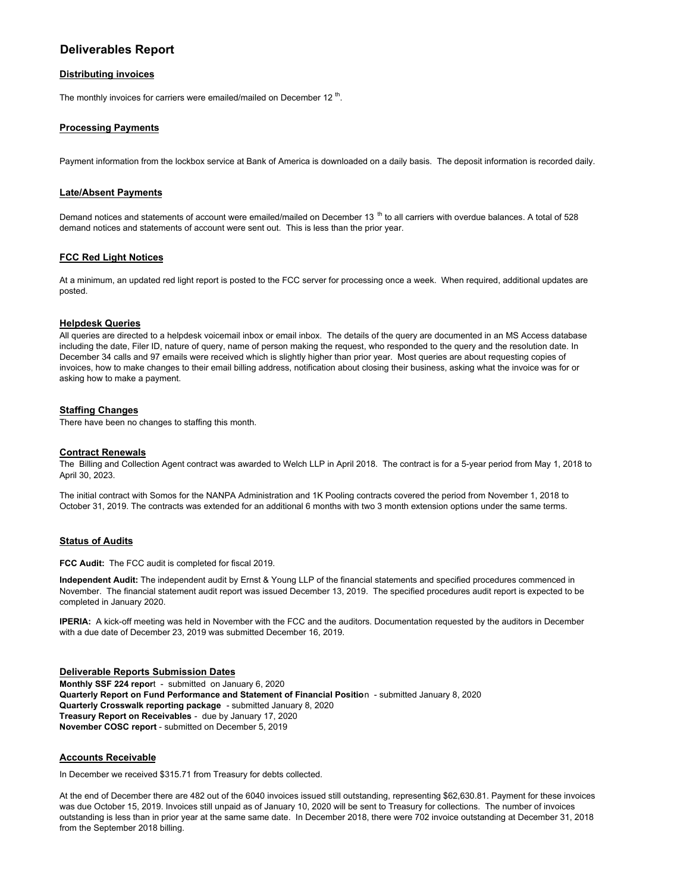# Deliverables Report

## Distributing invoices

The monthly invoices for carriers were emailed/mailed on December 12 th.

## Processing Payments

Payment information from the lockbox service at Bank of America is downloaded on a daily basis. The deposit information is recorded daily.

## Late/Absent Payments

Demand notices and statements of account were emailed/mailed on December 13 th to all carriers with overdue balances. A total of 528 demand notices and statements of account were sent out. This is less than the prior year.

## FCC Red Light Notices

At a minimum, an updated red light report is posted to the FCC server for processing once a week. When required, additional updates are posted.

## Helpdesk Queries

All queries are directed to a helpdesk voicemail inbox or email inbox. The details of the query are documented in an MS Access database including the date, Filer ID, nature of query, name of person making the request, who responded to the query and the resolution date. In December 34 calls and 97 emails were received which is slightly higher than prior year. Most queries are about requesting copies of invoices, how to make changes to their email billing address, notification about closing their business, asking what the invoice was for or asking how to make a payment.

## Staffing Changes

There have been no changes to staffing this month.

## Contract Renewals

The Billing and Collection Agent contract was awarded to Welch LLP in April 2018. The contract is for a 5-year period from May 1, 2018 to April 30, 2023.

The initial contract with Somos for the NANPA Administration and 1K Pooling contracts covered the period from November 1, 2018 to October 31, 2019. The contracts was extended for an additional 6 months with two 3 month extension options under the same terms.

## Status of Audits

**FCC Audit:** The FCC audit is completed for fiscal 2019.

**Independent Audit:** The independent audit by Ernst & Young LLP of the financial statements and specified procedures commenced in November. The financial statement audit report was issued December 13, 2019. The specified procedures audit report is expected to be completed in January 2020.

**IPERIA:** A kick-off meeting was held in November with the FCC and the auditors. Documentation requested by the auditors in December with a due date of December 23, 2019 was submitted December 16, 2019.

## Deliverable Reports Submission Dates

**Monthly SSF 224 report** - submitted on January 6, 2020
**Quarterly Report on Fund Performance and Statement of Financial Position** - submitted January 8, 2020
**Quarterly Crosswalk reporting package** - submitted January 8, 2020
**Treasury Report on Receivables** - due by January 17, 2020
**November COSC report** - submitted on December 5, 2019

## Accounts Receivable

In December we received $315.71 from Treasury for debts collected.

At the end of December there are 482 out of the 6040 invoices issued still outstanding, representing $62,630.81. Payment for these invoices was due October 15, 2019. Invoices still unpaid as of January 10, 2020 will be sent to Treasury for collections. The number of invoices outstanding is less than in prior year at the same same date. In December 2018, there were 702 invoice outstanding at December 31, 2018 from the September 2018 billing.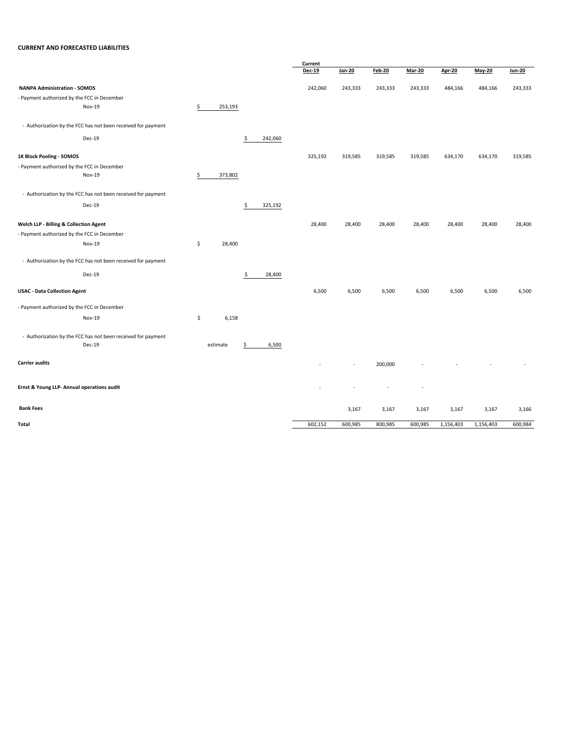**CURRENT AND FORECASTED LIABILITIES**

| | | | Current Dec-19 | Jan-20 | Feb-20 | Mar-20 | Apr-20 | May-20 | Jun-20 |
|---|---|---|---|---|---|---|---|---|---|
| **NANPA Administration - SOMOS** | | | 242,060 | 243,333 | 243,333 | 243,333 | 484,166 | 484,166 | 243,333 |
| - Payment authorized by the FCC in December | | | | | | | | | |
| Nov-19 | $ 253,193 | | | | | | | | |
| - Authorization by the FCC has not been received for payment | | | | | | | | | |
| Dec-19 | | $ 242,060 | | | | | | | |
| **1K Block Pooling - SOMOS** | | | 325,192 | 319,585 | 319,585 | 319,585 | 634,170 | 634,170 | 319,585 |
| - Payment authorized by the FCC in December | | | | | | | | | |
| Nov-19 | $ 373,802 | | | | | | | | |
| - Authorization by the FCC has not been received for payment | | | | | | | | | |
| Dec-19 | | $ 325,192 | | | | | | | |
| **Welch LLP - Billing & Collection Agent** | | | 28,400 | 28,400 | 28,400 | 28,400 | 28,400 | 28,400 | 28,400 |
| - Payment authorized by the FCC in December | | | | | | | | | |
| Nov-19 | $ 28,400 | | | | | | | | |
| - Authorization by the FCC has not been received for payment | | | | | | | | | |
| Dec-19 | | $ 28,400 | | | | | | | |
| **USAC - Data Collection Agent** | | | 6,500 | 6,500 | 6,500 | 6,500 | 6,500 | 6,500 | 6,500 |
| - Payment authorized by the FCC in December | | | | | | | | | |
| Nov-19 | $ 6,158 | | | | | | | | |
| - Authorization by the FCC has not been received for payment | | | | | | | | | |
| Dec-19 | estimate | $ 6,500 | | | | | | | |
| **Carrier audits** | | | - | - | 200,000 | - | - | - | - |
| **Ernst & Young LLP- Annual operations audit** | | | - | - | - | - | | | |
| **Bank Fees** | | | | 3,167 | 3,167 | 3,167 | 3,167 | 3,167 | 3,166 |
| **Total** | | | 602,152 | 600,985 | 800,985 | 600,985 | 1,156,403 | 1,156,403 | 600,984 |